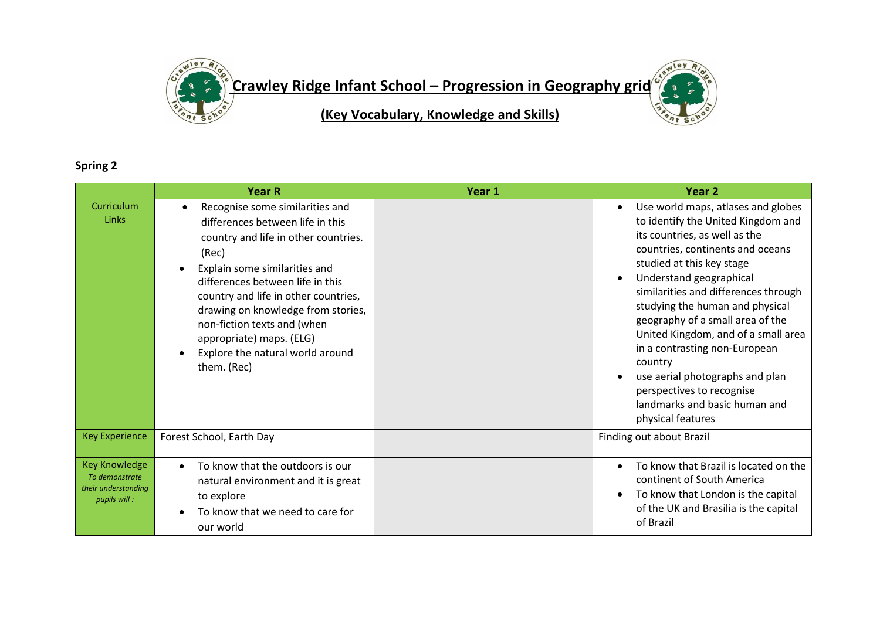# Crawley Ridge Infant School – Progression in Geography grid

## (Key Vocabulary, Knowledge and Skills)

**Spring 2**

| | Year R | Year 1 | Year 2 |
|---|---|---|---|
| Curriculum Links | • Recognise some similarities and differences between life in this country and life in other countries. (Rec)<br>• Explain some similarities and differences between life in this country and life in other countries, drawing on knowledge from stories, non-fiction texts and (when appropriate) maps. (ELG)<br>• Explore the natural world around them. (Rec) | | • Use world maps, atlases and globes to identify the United Kingdom and its countries, as well as the countries, continents and oceans studied at this key stage<br>• Understand geographical similarities and differences through studying the human and physical geography of a small area of the United Kingdom, and of a small area in a contrasting non-European country<br>• use aerial photographs and plan perspectives to recognise landmarks and basic human and physical features |
| Key Experience | Forest School, Earth Day | | Finding out about Brazil |
| Key Knowledge *To demonstrate their understanding pupils will :* | • To know that the outdoors is our natural environment and it is great to explore<br>• To know that we need to care for our world | | • To know that Brazil is located on the continent of South America<br>• To know that London is the capital of the UK and Brasilia is the capital of Brazil |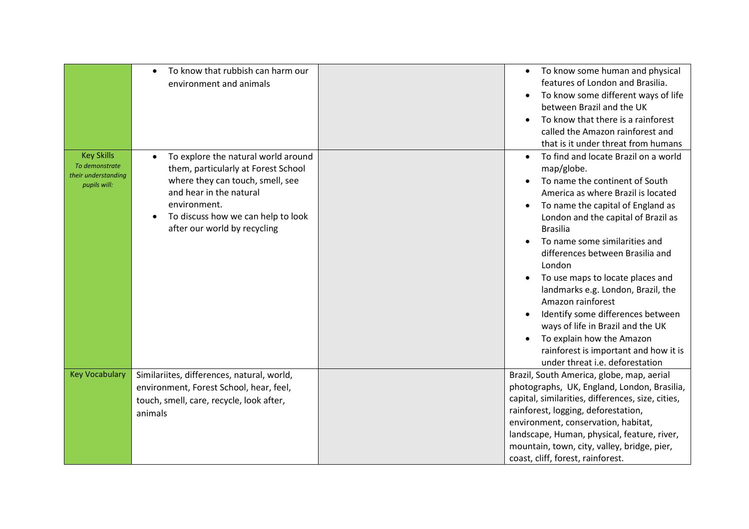| | | | |
|---|---|---|---|
| | • To know that rubbish can harm our environment and animals | | • To know some human and physical features of London and Brasilia.<br>• To know some different ways of life between Brazil and the UK<br>• To know that there is a rainforest called the Amazon rainforest and that is it under threat from humans |
| Key Skills<br>*To demonstrate their understanding pupils will:* | • To explore the natural world around them, particularly at Forest School where they can touch, smell, see and hear in the natural environment.<br>• To discuss how we can help to look after our world by recycling | | • To find and locate Brazil on a world map/globe.<br>• To name the continent of South America as where Brazil is located<br>• To name the capital of England as London and the capital of Brazil as Brasilia<br>• To name some similarities and differences between Brasilia and London<br>• To use maps to locate places and landmarks e.g. London, Brazil, the Amazon rainforest<br>• Identify some differences between ways of life in Brazil and the UK<br>• To explain how the Amazon rainforest is important and how it is under threat i.e. deforestation |
| Key Vocabulary | Similariites, differences, natural, world, environment, Forest School, hear, feel, touch, smell, care, recycle, look after, animals | | Brazil, South America, globe, map, aerial photographs, UK, England, London, Brasilia, capital, similarities, differences, size, cities, rainforest, logging, deforestation, environment, conservation, habitat, landscape, Human, physical, feature, river, mountain, town, city, valley, bridge, pier, coast, cliff, forest, rainforest. |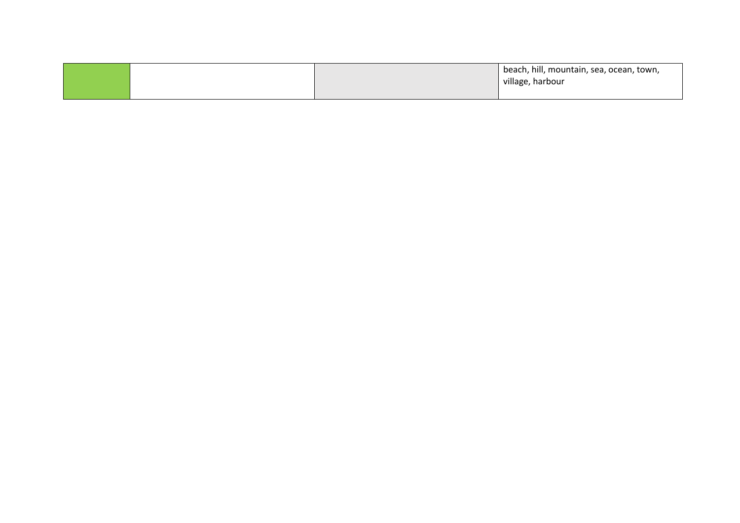| | | | |
|---|---|---|---|
| | | | beach, hill, mountain, sea, ocean, town, village, harbour |